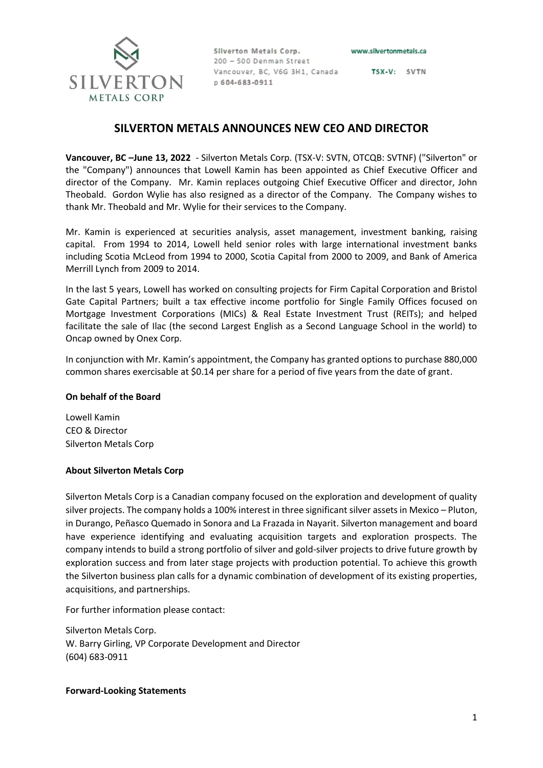Silverton Metals Corp.
200 – 500 Denman Street
Vancouver, BC, V6G 3H1, Canada
p 604-683-0911

www.silvertonmetals.ca

TSX-V: SVTN

# SILVERTON METALS ANNOUNCES NEW CEO AND DIRECTOR

**Vancouver, BC –June 13, 2022** - Silverton Metals Corp. (TSX-V: SVTN, OTCQB: SVTNF) ("Silverton" or the "Company") announces that Lowell Kamin has been appointed as Chief Executive Officer and director of the Company. Mr. Kamin replaces outgoing Chief Executive Officer and director, John Theobald. Gordon Wylie has also resigned as a director of the Company. The Company wishes to thank Mr. Theobald and Mr. Wylie for their services to the Company.

Mr. Kamin is experienced at securities analysis, asset management, investment banking, raising capital. From 1994 to 2014, Lowell held senior roles with large international investment banks including Scotia McLeod from 1994 to 2000, Scotia Capital from 2000 to 2009, and Bank of America Merrill Lynch from 2009 to 2014.

In the last 5 years, Lowell has worked on consulting projects for Firm Capital Corporation and Bristol Gate Capital Partners; built a tax effective income portfolio for Single Family Offices focused on Mortgage Investment Corporations (MICs) & Real Estate Investment Trust (REITs); and helped facilitate the sale of Ilac (the second Largest English as a Second Language School in the world) to Oncap owned by Onex Corp.

In conjunction with Mr. Kamin's appointment, the Company has granted options to purchase 880,000 common shares exercisable at $0.14 per share for a period of five years from the date of grant.

**On behalf of the Board**

Lowell Kamin
CEO & Director
Silverton Metals Corp

**About Silverton Metals Corp**

Silverton Metals Corp is a Canadian company focused on the exploration and development of quality silver projects. The company holds a 100% interest in three significant silver assets in Mexico – Pluton, in Durango, Peñasco Quemado in Sonora and La Frazada in Nayarit. Silverton management and board have experience identifying and evaluating acquisition targets and exploration prospects. The company intends to build a strong portfolio of silver and gold-silver projects to drive future growth by exploration success and from later stage projects with production potential. To achieve this growth the Silverton business plan calls for a dynamic combination of development of its existing properties, acquisitions, and partnerships.

For further information please contact:

Silverton Metals Corp.
W. Barry Girling, VP Corporate Development and Director
(604) 683-0911

**Forward-Looking Statements**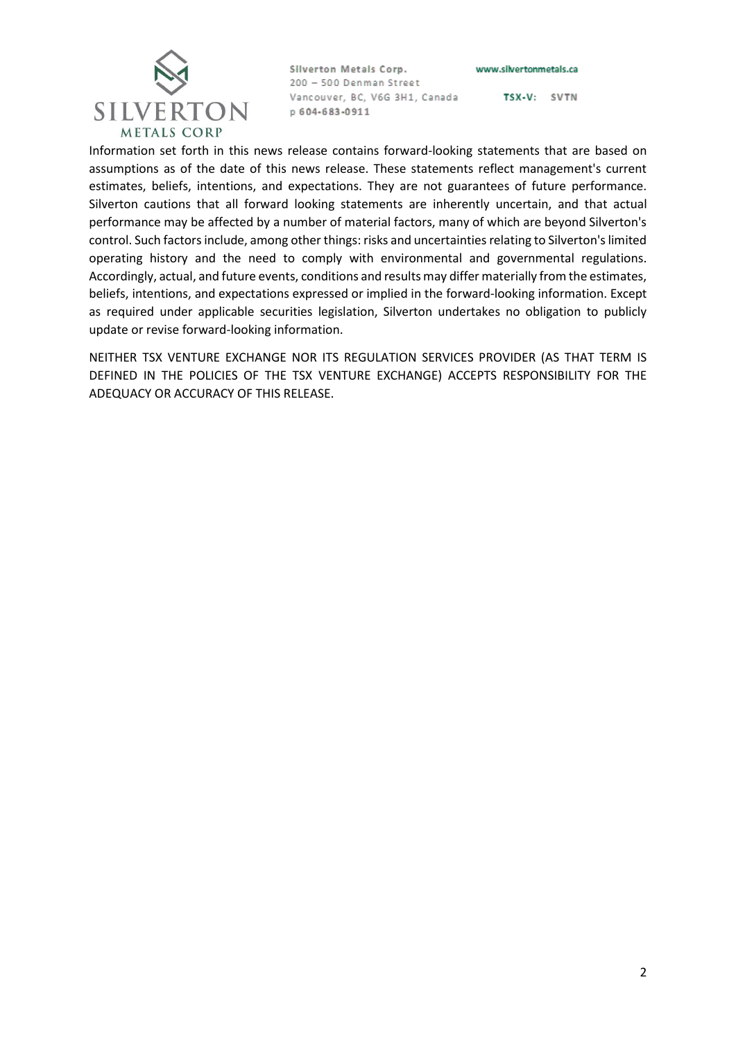Information set forth in this news release contains forward-looking statements that are based on assumptions as of the date of this news release. These statements reflect management's current estimates, beliefs, intentions, and expectations. They are not guarantees of future performance. Silverton cautions that all forward looking statements are inherently uncertain, and that actual performance may be affected by a number of material factors, many of which are beyond Silverton's control. Such factors include, among other things: risks and uncertainties relating to Silverton's limited operating history and the need to comply with environmental and governmental regulations. Accordingly, actual, and future events, conditions and results may differ materially from the estimates, beliefs, intentions, and expectations expressed or implied in the forward-looking information. Except as required under applicable securities legislation, Silverton undertakes no obligation to publicly update or revise forward-looking information.

NEITHER TSX VENTURE EXCHANGE NOR ITS REGULATION SERVICES PROVIDER (AS THAT TERM IS DEFINED IN THE POLICIES OF THE TSX VENTURE EXCHANGE) ACCEPTS RESPONSIBILITY FOR THE ADEQUACY OR ACCURACY OF THIS RELEASE.